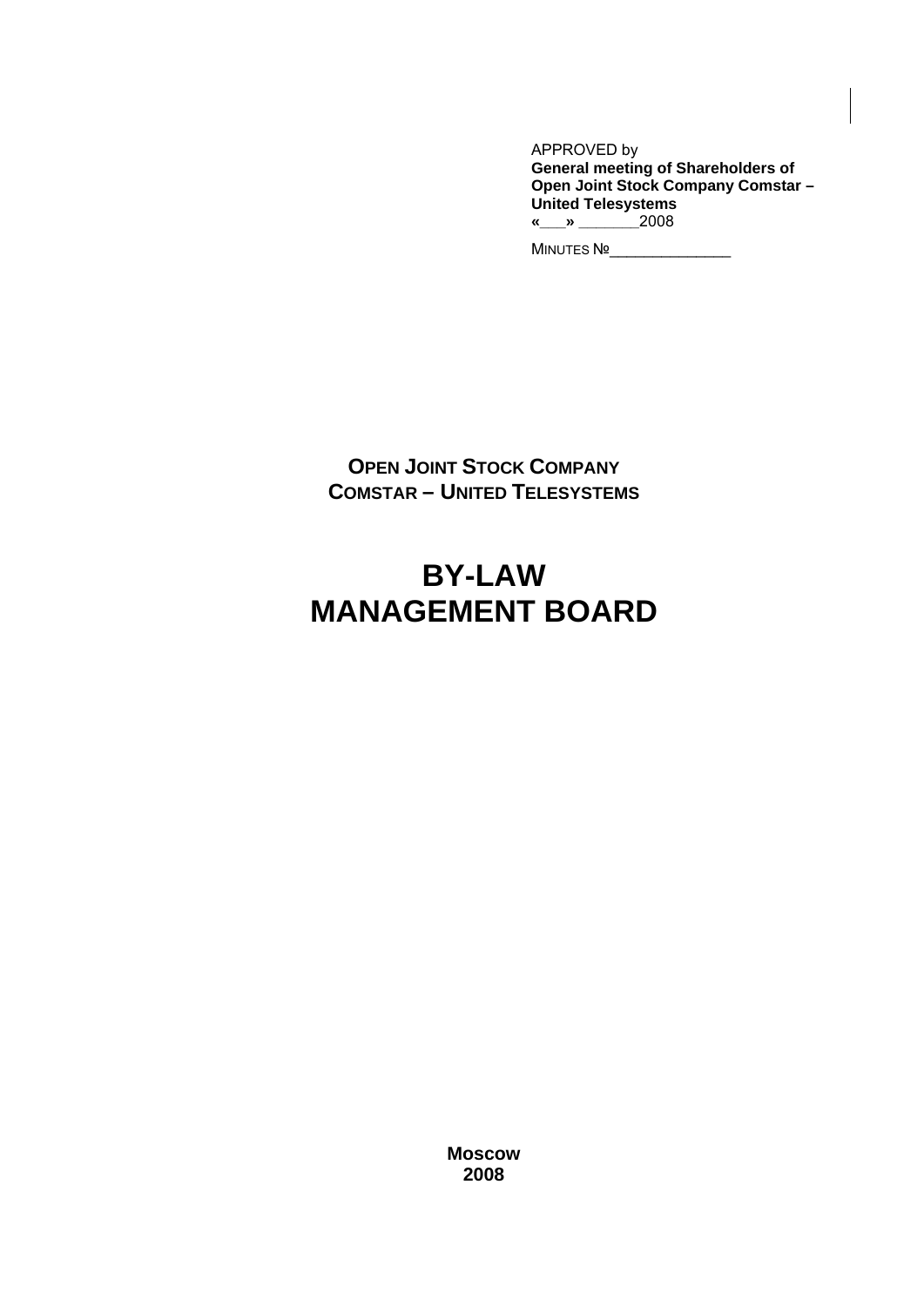APPROVED by
**General meeting of Shareholders of Open Joint Stock Company Comstar – United Telesystems**
**«___»** _______2008

MINUTES №______________

**OPEN JOINT STOCK COMPANY**
**COMSTAR – UNITED TELESYSTEMS**

# BY-LAW
# MANAGEMENT BOARD

**Moscow**
**2008**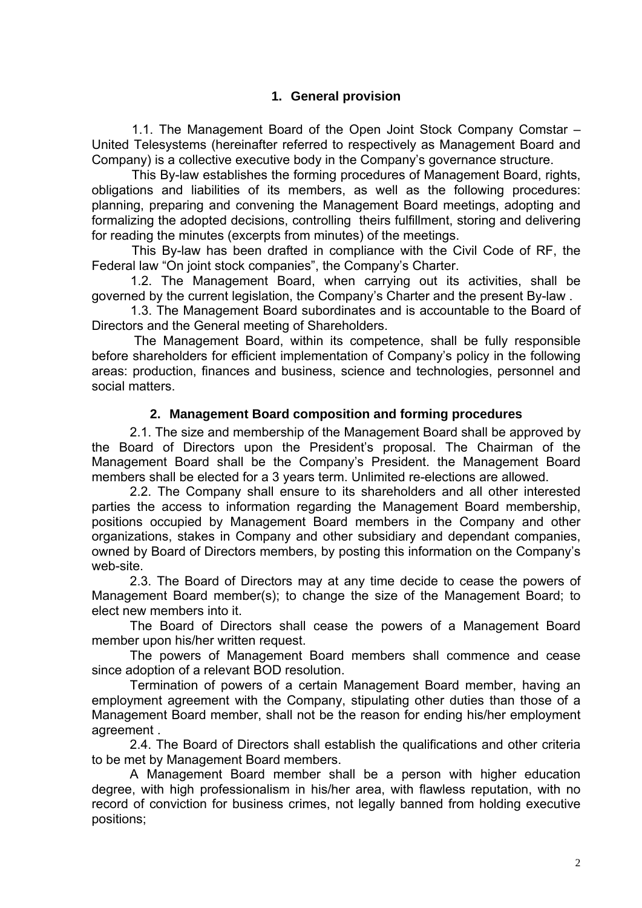## 1. General provision

1.1. The Management Board of the Open Joint Stock Company Comstar – United Telesystems (hereinafter referred to respectively as Management Board and Company) is a collective executive body in the Company's governance structure.

This By-law establishes the forming procedures of Management Board, rights, obligations and liabilities of its members, as well as the following procedures: planning, preparing and convening the Management Board meetings, adopting and formalizing the adopted decisions, controlling theirs fulfillment, storing and delivering for reading the minutes (excerpts from minutes) of the meetings.

This By-law has been drafted in compliance with the Civil Code of RF, the Federal law "On joint stock companies", the Company's Charter.

1.2. The Management Board, when carrying out its activities, shall be governed by the current legislation, the Company's Charter and the present By-law .

1.3. The Management Board subordinates and is accountable to the Board of Directors and the General meeting of Shareholders.

The Management Board, within its competence, shall be fully responsible before shareholders for efficient implementation of Company's policy in the following areas: production, finances and business, science and technologies, personnel and social matters.

## 2. Management Board composition and forming procedures

2.1. The size and membership of the Management Board shall be approved by the Board of Directors upon the President's proposal. The Chairman of the Management Board shall be the Company's President. the Management Board members shall be elected for a 3 years term. Unlimited re-elections are allowed.

2.2. The Company shall ensure to its shareholders and all other interested parties the access to information regarding the Management Board membership, positions occupied by Management Board members in the Company and other organizations, stakes in Company and other subsidiary and dependant companies, owned by Board of Directors members, by posting this information on the Company's web-site.

2.3. The Board of Directors may at any time decide to cease the powers of Management Board member(s); to change the size of the Management Board; to elect new members into it.

The Board of Directors shall cease the powers of a Management Board member upon his/her written request.

The powers of Management Board members shall commence and cease since adoption of a relevant BOD resolution.

Termination of powers of a certain Management Board member, having an employment agreement with the Company, stipulating other duties than those of a Management Board member, shall not be the reason for ending his/her employment agreement .

2.4. The Board of Directors shall establish the qualifications and other criteria to be met by Management Board members.

A Management Board member shall be a person with higher education degree, with high professionalism in his/her area, with flawless reputation, with no record of conviction for business crimes, not legally banned from holding executive positions;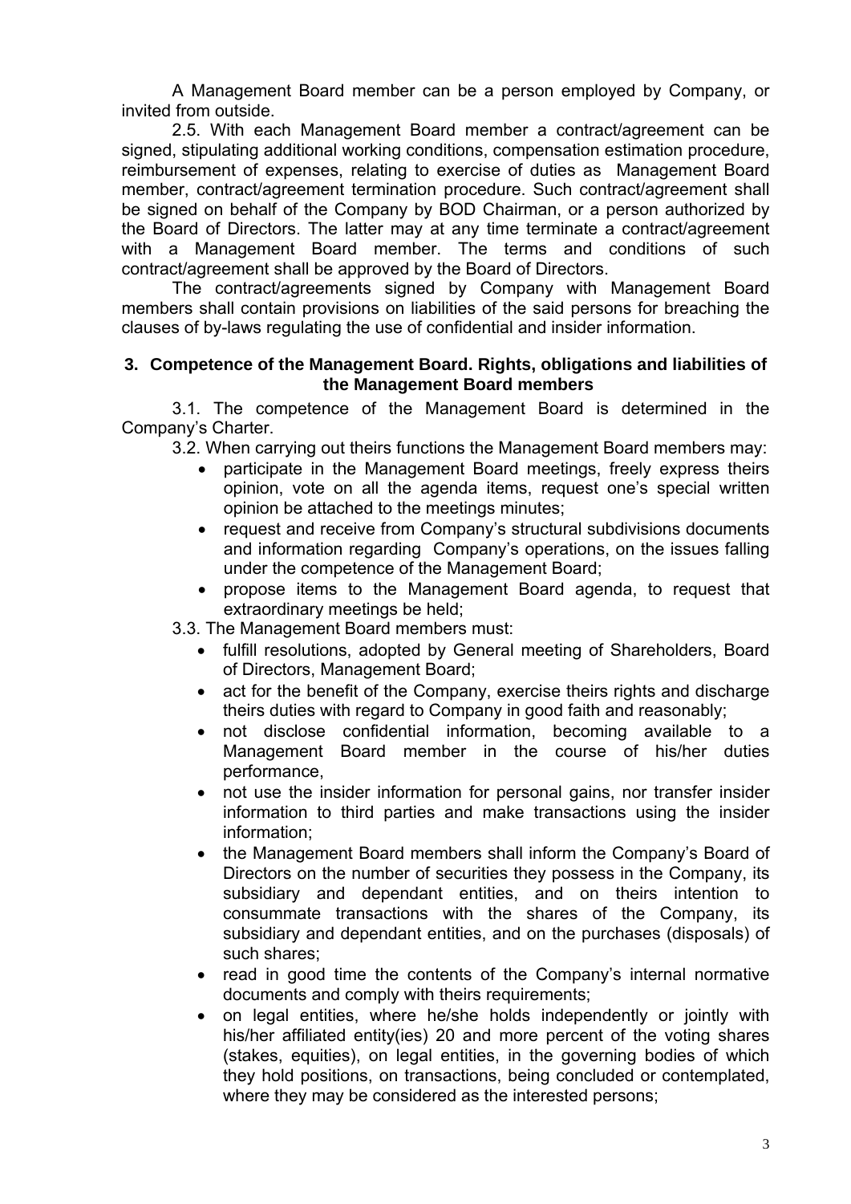A Management Board member can be a person employed by Company, or invited from outside.

2.5. With each Management Board member a contract/agreement can be signed, stipulating additional working conditions, compensation estimation procedure, reimbursement of expenses, relating to exercise of duties as Management Board member, contract/agreement termination procedure. Such contract/agreement shall be signed on behalf of the Company by BOD Chairman, or a person authorized by the Board of Directors. The latter may at any time terminate a contract/agreement with a Management Board member. The terms and conditions of such contract/agreement shall be approved by the Board of Directors.

The contract/agreements signed by Company with Management Board members shall contain provisions on liabilities of the said persons for breaching the clauses of by-laws regulating the use of confidential and insider information.

## 3. Competence of the Management Board. Rights, obligations and liabilities of the Management Board members

3.1. The competence of the Management Board is determined in the Company's Charter.

3.2. When carrying out theirs functions the Management Board members may:

- participate in the Management Board meetings, freely express theirs opinion, vote on all the agenda items, request one's special written opinion be attached to the meetings minutes;
- request and receive from Company's structural subdivisions documents and information regarding Company's operations, on the issues falling under the competence of the Management Board;
- propose items to the Management Board agenda, to request that extraordinary meetings be held;

3.3. The Management Board members must:

- fulfill resolutions, adopted by General meeting of Shareholders, Board of Directors, Management Board;
- act for the benefit of the Company, exercise theirs rights and discharge theirs duties with regard to Company in good faith and reasonably;
- not disclose confidential information, becoming available to a Management Board member in the course of his/her duties performance,
- not use the insider information for personal gains, nor transfer insider information to third parties and make transactions using the insider information;
- the Management Board members shall inform the Company's Board of Directors on the number of securities they possess in the Company, its subsidiary and dependant entities, and on theirs intention to consummate transactions with the shares of the Company, its subsidiary and dependant entities, and on the purchases (disposals) of such shares;
- read in good time the contents of the Company's internal normative documents and comply with theirs requirements;
- on legal entities, where he/she holds independently or jointly with his/her affiliated entity(ies) 20 and more percent of the voting shares (stakes, equities), on legal entities, in the governing bodies of which they hold positions, on transactions, being concluded or contemplated, where they may be considered as the interested persons;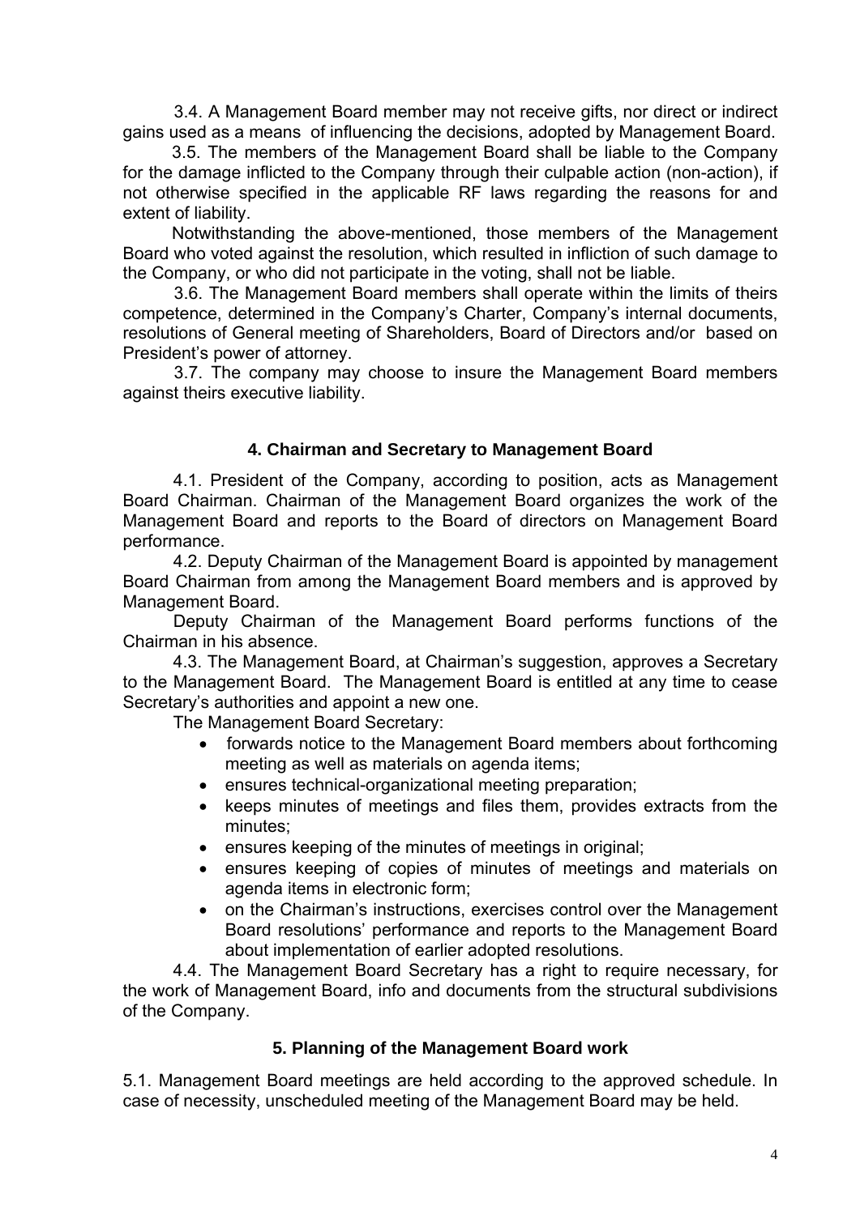3.4. A Management Board member may not receive gifts, nor direct or indirect gains used as a means of influencing the decisions, adopted by Management Board.

3.5. The members of the Management Board shall be liable to the Company for the damage inflicted to the Company through their culpable action (non-action), if not otherwise specified in the applicable RF laws regarding the reasons for and extent of liability.

Notwithstanding the above-mentioned, those members of the Management Board who voted against the resolution, which resulted in infliction of such damage to the Company, or who did not participate in the voting, shall not be liable.

3.6. The Management Board members shall operate within the limits of theirs competence, determined in the Company's Charter, Company's internal documents, resolutions of General meeting of Shareholders, Board of Directors and/or based on President's power of attorney.

3.7. The company may choose to insure the Management Board members against theirs executive liability.

## 4. Chairman and Secretary to Management Board

4.1. President of the Company, according to position, acts as Management Board Chairman. Chairman of the Management Board organizes the work of the Management Board and reports to the Board of directors on Management Board performance.

4.2. Deputy Chairman of the Management Board is appointed by management Board Chairman from among the Management Board members and is approved by Management Board.

Deputy Chairman of the Management Board performs functions of the Chairman in his absence.

4.3. The Management Board, at Chairman's suggestion, approves a Secretary to the Management Board. The Management Board is entitled at any time to cease Secretary's authorities and appoint a new one.

The Management Board Secretary:

- forwards notice to the Management Board members about forthcoming meeting as well as materials on agenda items;
- ensures technical-organizational meeting preparation;
- keeps minutes of meetings and files them, provides extracts from the minutes;
- ensures keeping of the minutes of meetings in original;
- ensures keeping of copies of minutes of meetings and materials on agenda items in electronic form;
- on the Chairman's instructions, exercises control over the Management Board resolutions' performance and reports to the Management Board about implementation of earlier adopted resolutions.

4.4. The Management Board Secretary has a right to require necessary, for the work of Management Board, info and documents from the structural subdivisions of the Company.

## 5. Planning of the Management Board work

5.1. Management Board meetings are held according to the approved schedule. In case of necessity, unscheduled meeting of the Management Board may be held.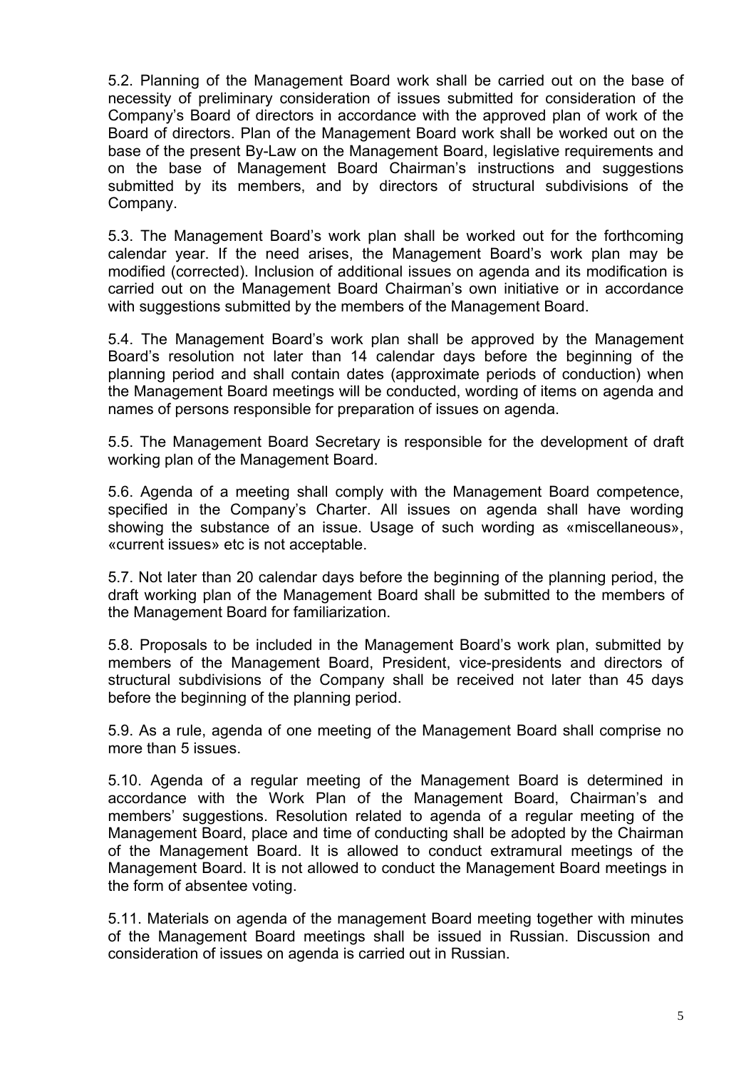5.2. Planning of the Management Board work shall be carried out on the base of necessity of preliminary consideration of issues submitted for consideration of the Company's Board of directors in accordance with the approved plan of work of the Board of directors. Plan of the Management Board work shall be worked out on the base of the present By-Law on the Management Board, legislative requirements and on the base of Management Board Chairman's instructions and suggestions submitted by its members, and by directors of structural subdivisions of the Company.

5.3. The Management Board's work plan shall be worked out for the forthcoming calendar year. If the need arises, the Management Board's work plan may be modified (corrected). Inclusion of additional issues on agenda and its modification is carried out on the Management Board Chairman's own initiative or in accordance with suggestions submitted by the members of the Management Board.

5.4. The Management Board's work plan shall be approved by the Management Board's resolution not later than 14 calendar days before the beginning of the planning period and shall contain dates (approximate periods of conduction) when the Management Board meetings will be conducted, wording of items on agenda and names of persons responsible for preparation of issues on agenda.

5.5. The Management Board Secretary is responsible for the development of draft working plan of the Management Board.

5.6. Agenda of a meeting shall comply with the Management Board competence, specified in the Company's Charter. All issues on agenda shall have wording showing the substance of an issue. Usage of such wording as «miscellaneous», «current issues» etc is not acceptable.

5.7. Not later than 20 calendar days before the beginning of the planning period, the draft working plan of the Management Board shall be submitted to the members of the Management Board for familiarization.

5.8. Proposals to be included in the Management Board's work plan, submitted by members of the Management Board, President, vice-presidents and directors of structural subdivisions of the Company shall be received not later than 45 days before the beginning of the planning period.

5.9. As a rule, agenda of one meeting of the Management Board shall comprise no more than 5 issues.

5.10. Agenda of a regular meeting of the Management Board is determined in accordance with the Work Plan of the Management Board, Chairman's and members' suggestions. Resolution related to agenda of a regular meeting of the Management Board, place and time of conducting shall be adopted by the Chairman of the Management Board. It is allowed to conduct extramural meetings of the Management Board. It is not allowed to conduct the Management Board meetings in the form of absentee voting.

5.11. Materials on agenda of the management Board meeting together with minutes of the Management Board meetings shall be issued in Russian. Discussion and consideration of issues on agenda is carried out in Russian.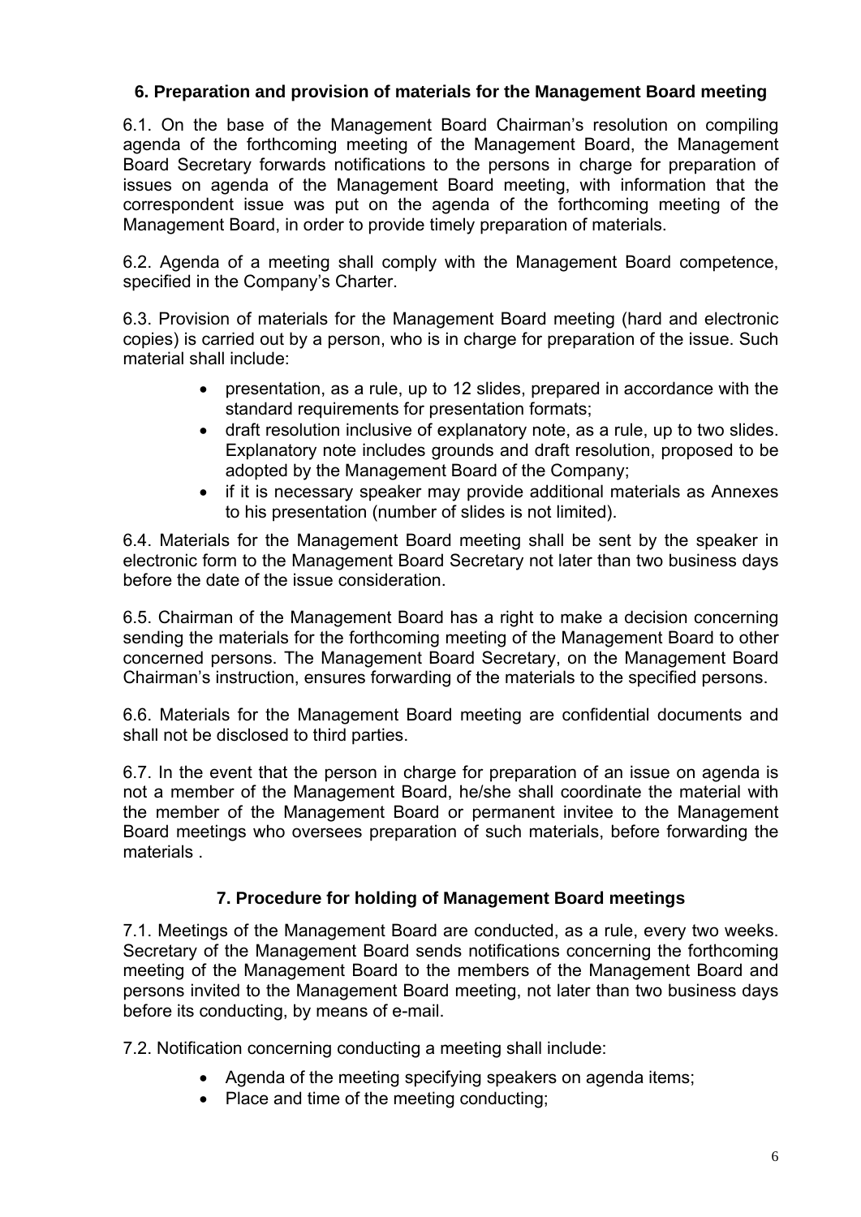## 6. Preparation and provision of materials for the Management Board meeting

6.1. On the base of the Management Board Chairman's resolution on compiling agenda of the forthcoming meeting of the Management Board, the Management Board Secretary forwards notifications to the persons in charge for preparation of issues on agenda of the Management Board meeting, with information that the correspondent issue was put on the agenda of the forthcoming meeting of the Management Board, in order to provide timely preparation of materials.

6.2. Agenda of a meeting shall comply with the Management Board competence, specified in the Company's Charter.

6.3. Provision of materials for the Management Board meeting (hard and electronic copies) is carried out by a person, who is in charge for preparation of the issue. Such material shall include:

- presentation, as a rule, up to 12 slides, prepared in accordance with the standard requirements for presentation formats;
- draft resolution inclusive of explanatory note, as a rule, up to two slides. Explanatory note includes grounds and draft resolution, proposed to be adopted by the Management Board of the Company;
- if it is necessary speaker may provide additional materials as Annexes to his presentation (number of slides is not limited).

6.4. Materials for the Management Board meeting shall be sent by the speaker in electronic form to the Management Board Secretary not later than two business days before the date of the issue consideration.

6.5. Chairman of the Management Board has a right to make a decision concerning sending the materials for the forthcoming meeting of the Management Board to other concerned persons. The Management Board Secretary, on the Management Board Chairman's instruction, ensures forwarding of the materials to the specified persons.

6.6. Materials for the Management Board meeting are confidential documents and shall not be disclosed to third parties.

6.7. In the event that the person in charge for preparation of an issue on agenda is not a member of the Management Board, he/she shall coordinate the material with the member of the Management Board or permanent invitee to the Management Board meetings who oversees preparation of such materials, before forwarding the materials .

## 7. Procedure for holding of Management Board meetings

7.1. Meetings of the Management Board are conducted, as a rule, every two weeks. Secretary of the Management Board sends notifications concerning the forthcoming meeting of the Management Board to the members of the Management Board and persons invited to the Management Board meeting, not later than two business days before its conducting, by means of e-mail.

7.2. Notification concerning conducting a meeting shall include:

- Agenda of the meeting specifying speakers on agenda items;
- Place and time of the meeting conducting;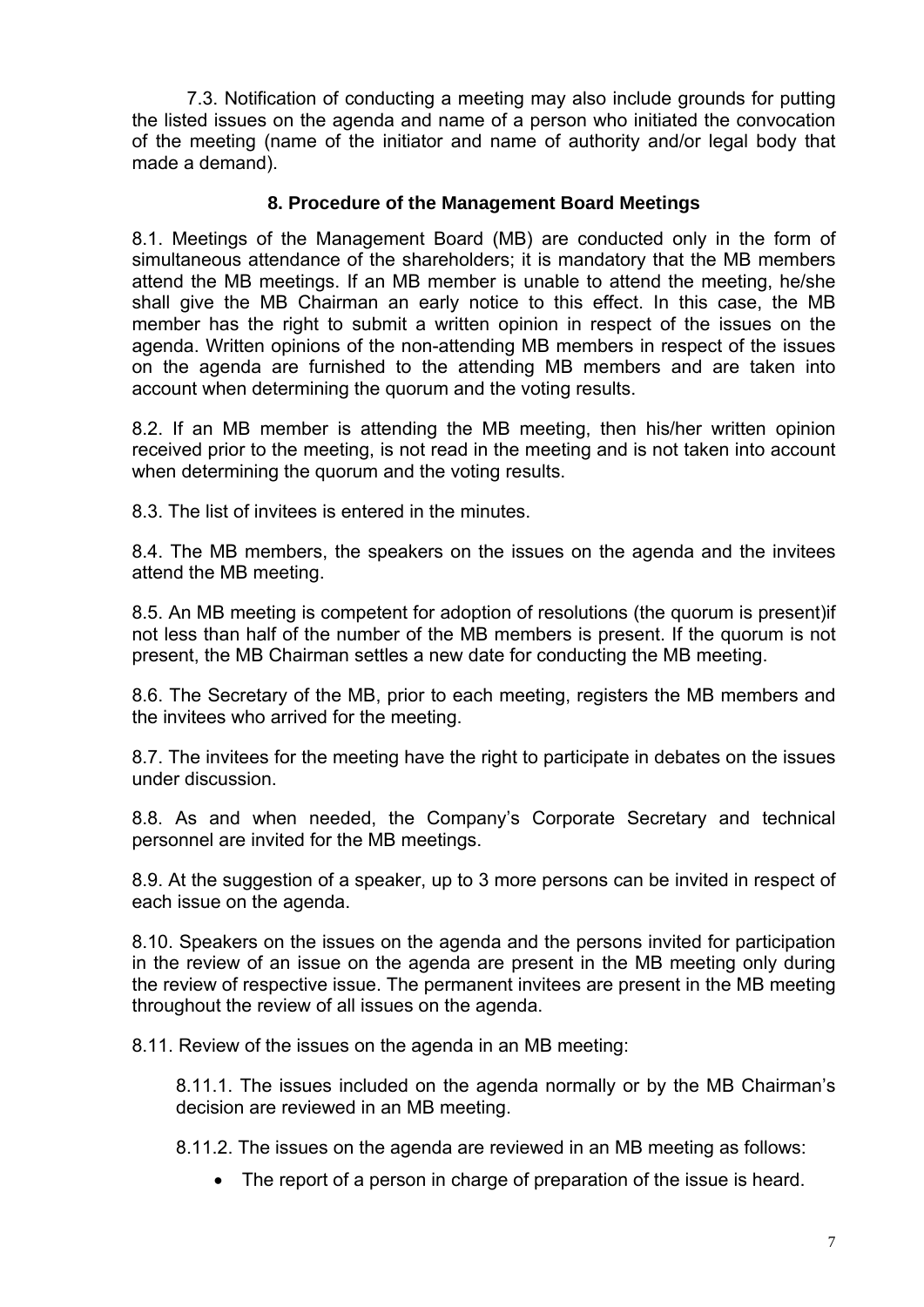7.3. Notification of conducting a meeting may also include grounds for putting the listed issues on the agenda and name of a person who initiated the convocation of the meeting (name of the initiator and name of authority and/or legal body that made a demand).

### 8. Procedure of the Management Board Meetings

8.1. Meetings of the Management Board (MB) are conducted only in the form of simultaneous attendance of the shareholders; it is mandatory that the MB members attend the MB meetings. If an MB member is unable to attend the meeting, he/she shall give the MB Chairman an early notice to this effect. In this case, the MB member has the right to submit a written opinion in respect of the issues on the agenda. Written opinions of the non-attending MB members in respect of the issues on the agenda are furnished to the attending MB members and are taken into account when determining the quorum and the voting results.

8.2. If an MB member is attending the MB meeting, then his/her written opinion received prior to the meeting, is not read in the meeting and is not taken into account when determining the quorum and the voting results.

8.3. The list of invitees is entered in the minutes.

8.4. The MB members, the speakers on the issues on the agenda and the invitees attend the MB meeting.

8.5. An MB meeting is competent for adoption of resolutions (the quorum is present)if not less than half of the number of the MB members is present. If the quorum is not present, the MB Chairman settles a new date for conducting the MB meeting.

8.6. The Secretary of the MB, prior to each meeting, registers the MB members and the invitees who arrived for the meeting.

8.7. The invitees for the meeting have the right to participate in debates on the issues under discussion.

8.8. As and when needed, the Company's Corporate Secretary and technical personnel are invited for the MB meetings.

8.9. At the suggestion of a speaker, up to 3 more persons can be invited in respect of each issue on the agenda.

8.10. Speakers on the issues on the agenda and the persons invited for participation in the review of an issue on the agenda are present in the MB meeting only during the review of respective issue. The permanent invitees are present in the MB meeting throughout the review of all issues on the agenda.

8.11. Review of the issues on the agenda in an MB meeting:

8.11.1. The issues included on the agenda normally or by the MB Chairman's decision are reviewed in an MB meeting.

8.11.2. The issues on the agenda are reviewed in an MB meeting as follows:

- The report of a person in charge of preparation of the issue is heard.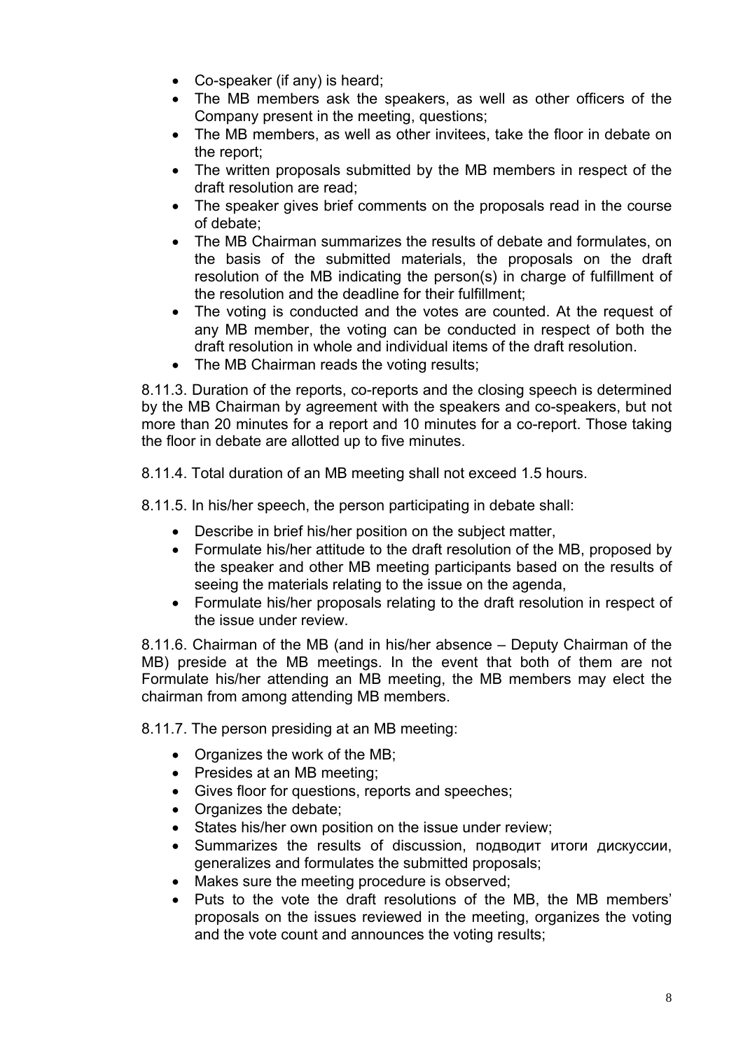- Co-speaker (if any) is heard;
- The MB members ask the speakers, as well as other officers of the Company present in the meeting, questions;
- The MB members, as well as other invitees, take the floor in debate on the report;
- The written proposals submitted by the MB members in respect of the draft resolution are read;
- The speaker gives brief comments on the proposals read in the course of debate;
- The MB Chairman summarizes the results of debate and formulates, on the basis of the submitted materials, the proposals on the draft resolution of the MB indicating the person(s) in charge of fulfillment of the resolution and the deadline for their fulfillment;
- The voting is conducted and the votes are counted. At the request of any MB member, the voting can be conducted in respect of both the draft resolution in whole and individual items of the draft resolution.
- The MB Chairman reads the voting results;

8.11.3. Duration of the reports, co-reports and the closing speech is determined by the MB Chairman by agreement with the speakers and co-speakers, but not more than 20 minutes for a report and 10 minutes for a co-report. Those taking the floor in debate are allotted up to five minutes.

8.11.4. Total duration of an MB meeting shall not exceed 1.5 hours.

8.11.5. In his/her speech, the person participating in debate shall:

- Describe in brief his/her position on the subject matter,
- Formulate his/her attitude to the draft resolution of the MB, proposed by the speaker and other MB meeting participants based on the results of seeing the materials relating to the issue on the agenda,
- Formulate his/her proposals relating to the draft resolution in respect of the issue under review.

8.11.6. Chairman of the MB (and in his/her absence – Deputy Chairman of the MB) preside at the MB meetings. In the event that both of them are not Formulate his/her attending an MB meeting, the MB members may elect the chairman from among attending MB members.

8.11.7. The person presiding at an MB meeting:

- Organizes the work of the MB;
- Presides at an MB meeting;
- Gives floor for questions, reports and speeches;
- Organizes the debate;
- States his/her own position on the issue under review;
- Summarizes the results of discussion, подводит итоги дискуссии, generalizes and formulates the submitted proposals;
- Makes sure the meeting procedure is observed;
- Puts to the vote the draft resolutions of the MB, the MB members' proposals on the issues reviewed in the meeting, organizes the voting and the vote count and announces the voting results;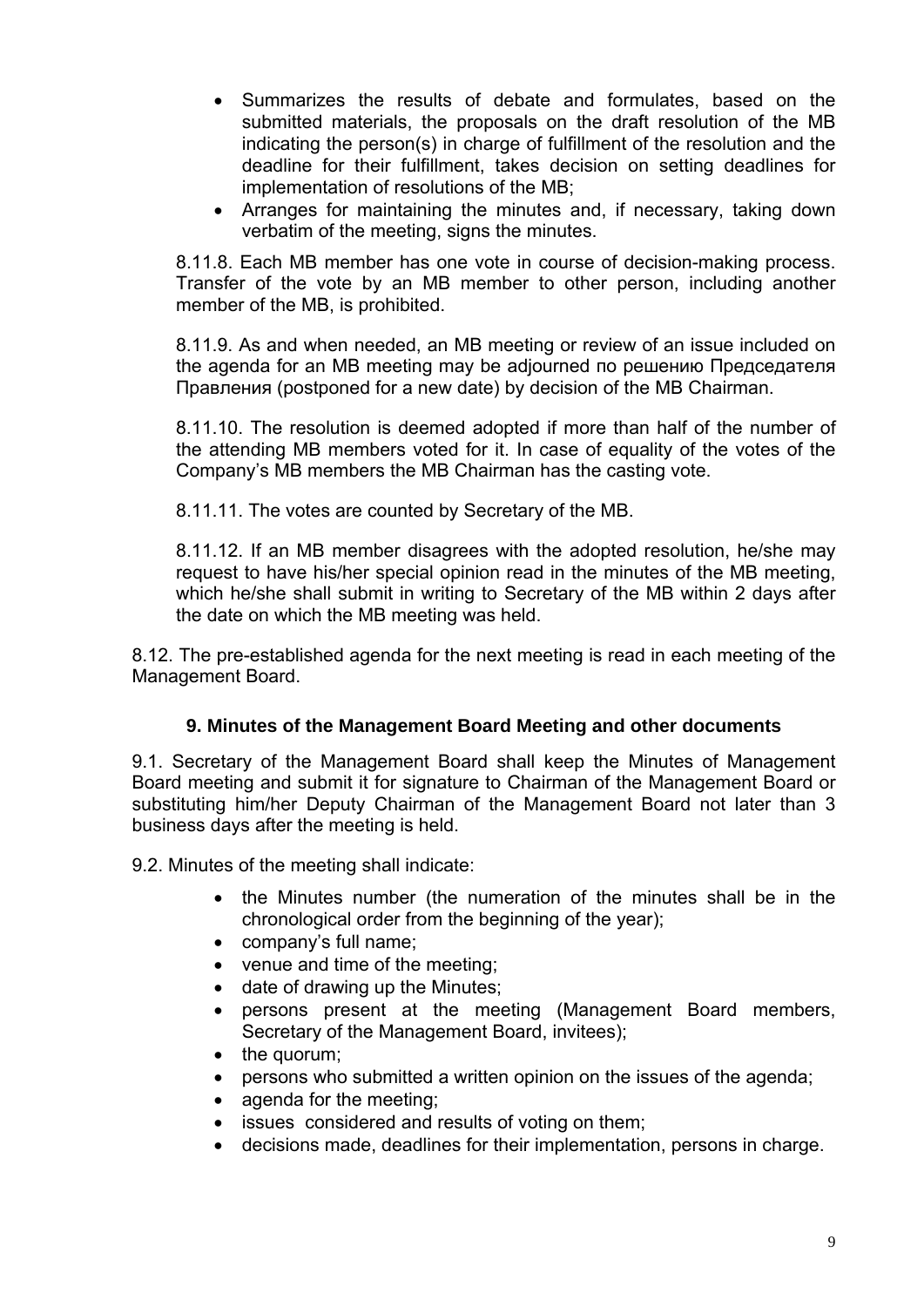- Summarizes the results of debate and formulates, based on the submitted materials, the proposals on the draft resolution of the MB indicating the person(s) in charge of fulfillment of the resolution and the deadline for their fulfillment, takes decision on setting deadlines for implementation of resolutions of the MB;
- Arranges for maintaining the minutes and, if necessary, taking down verbatim of the meeting, signs the minutes.

8.11.8. Each MB member has one vote in course of decision-making process. Transfer of the vote by an MB member to other person, including another member of the MB, is prohibited.

8.11.9. As and when needed, an MB meeting or review of an issue included on the agenda for an MB meeting may be adjourned по решению Председателя Правления (postponed for a new date) by decision of the MB Chairman.

8.11.10. The resolution is deemed adopted if more than half of the number of the attending MB members voted for it. In case of equality of the votes of the Company's MB members the MB Chairman has the casting vote.

8.11.11. The votes are counted by Secretary of the MB.

8.11.12. If an MB member disagrees with the adopted resolution, he/she may request to have his/her special opinion read in the minutes of the MB meeting, which he/she shall submit in writing to Secretary of the MB within 2 days after the date on which the MB meeting was held.

8.12. The pre-established agenda for the next meeting is read in each meeting of the Management Board.

## 9. Minutes of the Management Board Meeting and other documents

9.1. Secretary of the Management Board shall keep the Minutes of Management Board meeting and submit it for signature to Chairman of the Management Board or substituting him/her Deputy Chairman of the Management Board not later than 3 business days after the meeting is held.

9.2. Minutes of the meeting shall indicate:

- the Minutes number (the numeration of the minutes shall be in the chronological order from the beginning of the year);
- company's full name;
- venue and time of the meeting;
- date of drawing up the Minutes;
- persons present at the meeting (Management Board members, Secretary of the Management Board, invitees);
- the quorum;
- persons who submitted a written opinion on the issues of the agenda;
- agenda for the meeting;
- issues considered and results of voting on them;
- decisions made, deadlines for their implementation, persons in charge.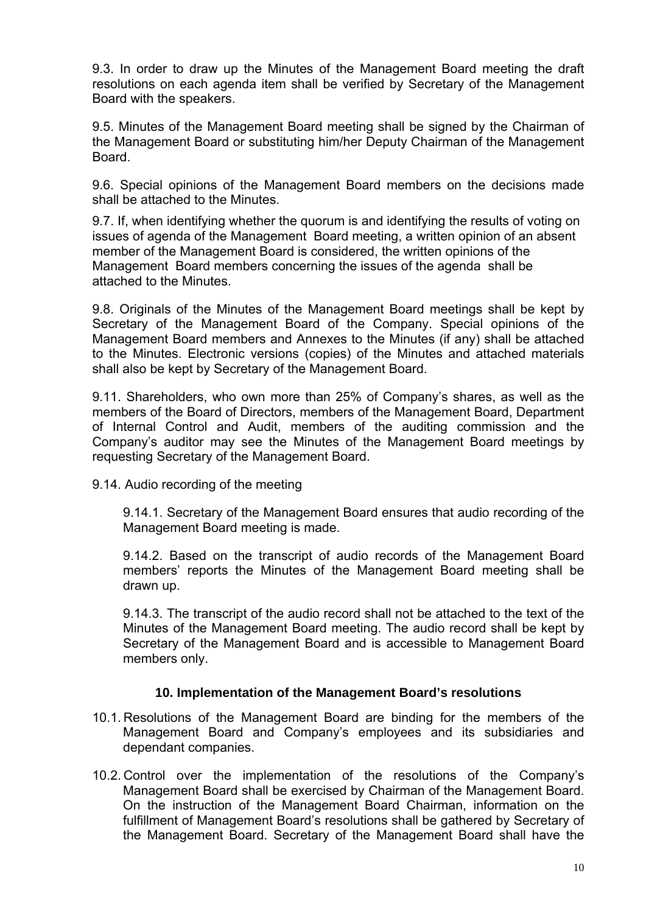9.3. In order to draw up the Minutes of the Management Board meeting the draft resolutions on each agenda item shall be verified by Secretary of the Management Board with the speakers.

9.5. Minutes of the Management Board meeting shall be signed by the Chairman of the Management Board or substituting him/her Deputy Chairman of the Management Board.

9.6. Special opinions of the Management Board members on the decisions made shall be attached to the Minutes.

9.7. If, when identifying whether the quorum is and identifying the results of voting on issues of agenda of the Management Board meeting, a written opinion of an absent member of the Management Board is considered, the written opinions of the Management Board members concerning the issues of the agenda shall be attached to the Minutes.

9.8. Originals of the Minutes of the Management Board meetings shall be kept by Secretary of the Management Board of the Company. Special opinions of the Management Board members and Annexes to the Minutes (if any) shall be attached to the Minutes. Electronic versions (copies) of the Minutes and attached materials shall also be kept by Secretary of the Management Board.

9.11. Shareholders, who own more than 25% of Company's shares, as well as the members of the Board of Directors, members of the Management Board, Department of Internal Control and Audit, members of the auditing commission and the Company's auditor may see the Minutes of the Management Board meetings by requesting Secretary of the Management Board.

9.14. Audio recording of the meeting

9.14.1. Secretary of the Management Board ensures that audio recording of the Management Board meeting is made.

9.14.2. Based on the transcript of audio records of the Management Board members' reports the Minutes of the Management Board meeting shall be drawn up.

9.14.3. The transcript of the audio record shall not be attached to the text of the Minutes of the Management Board meeting. The audio record shall be kept by Secretary of the Management Board and is accessible to Management Board members only.

## 10. Implementation of the Management Board's resolutions

10.1. Resolutions of the Management Board are binding for the members of the Management Board and Company's employees and its subsidiaries and dependant companies.

10.2. Control over the implementation of the resolutions of the Company's Management Board shall be exercised by Chairman of the Management Board. On the instruction of the Management Board Chairman, information on the fulfillment of Management Board's resolutions shall be gathered by Secretary of the Management Board. Secretary of the Management Board shall have the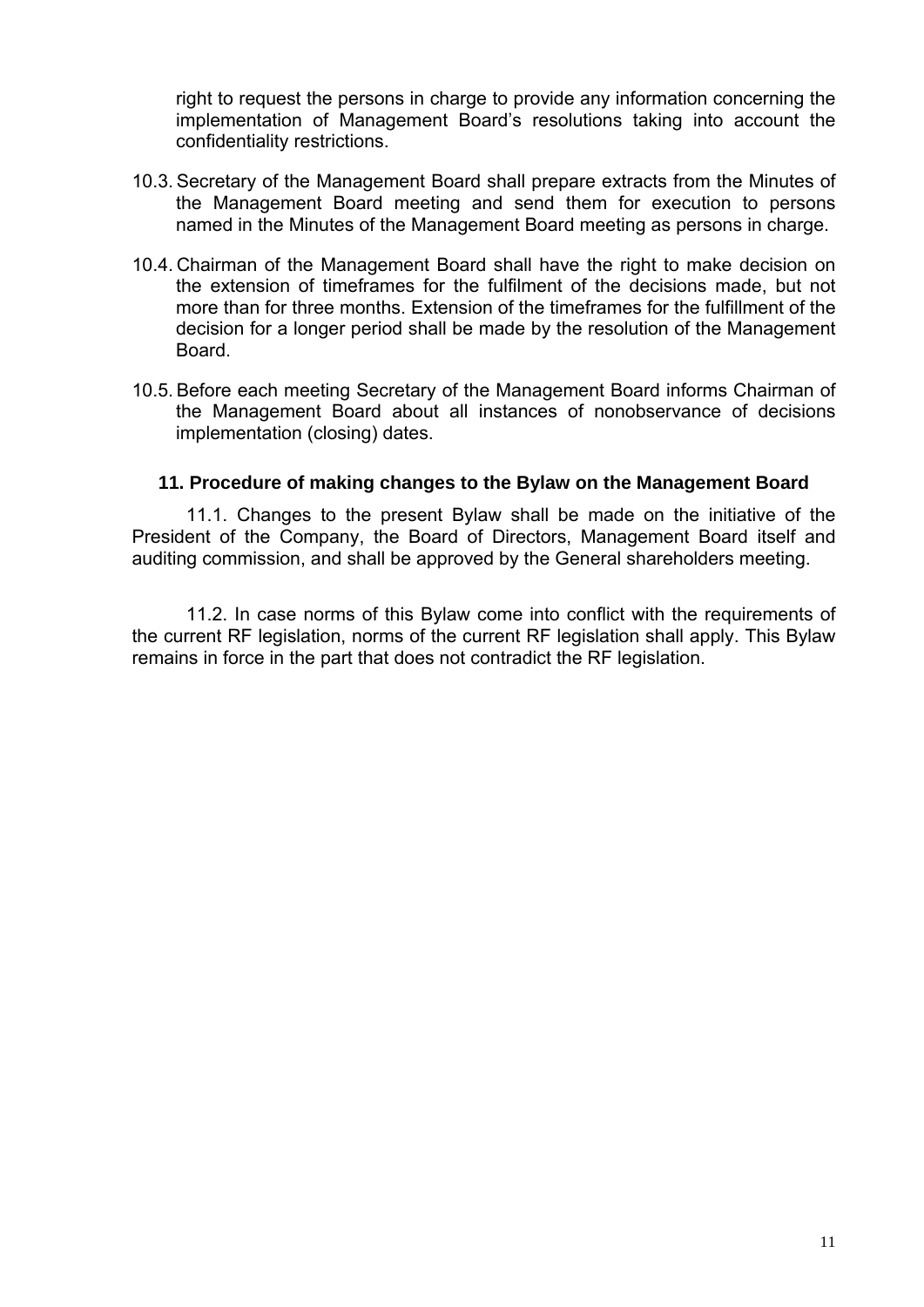right to request the persons in charge to provide any information concerning the implementation of Management Board's resolutions taking into account the confidentiality restrictions.

10.3. Secretary of the Management Board shall prepare extracts from the Minutes of the Management Board meeting and send them for execution to persons named in the Minutes of the Management Board meeting as persons in charge.

10.4. Chairman of the Management Board shall have the right to make decision on the extension of timeframes for the fulfilment of the decisions made, but not more than for three months. Extension of the timeframes for the fulfillment of the decision for a longer period shall be made by the resolution of the Management Board.

10.5. Before each meeting Secretary of the Management Board informs Chairman of the Management Board about all instances of nonobservance of decisions implementation (closing) dates.

### 11. Procedure of making changes to the Bylaw on the Management Board

11.1. Changes to the present Bylaw shall be made on the initiative of the President of the Company, the Board of Directors, Management Board itself and auditing commission, and shall be approved by the General shareholders meeting.

11.2. In case norms of this Bylaw come into conflict with the requirements of the current RF legislation, norms of the current RF legislation shall apply. This Bylaw remains in force in the part that does not contradict the RF legislation.